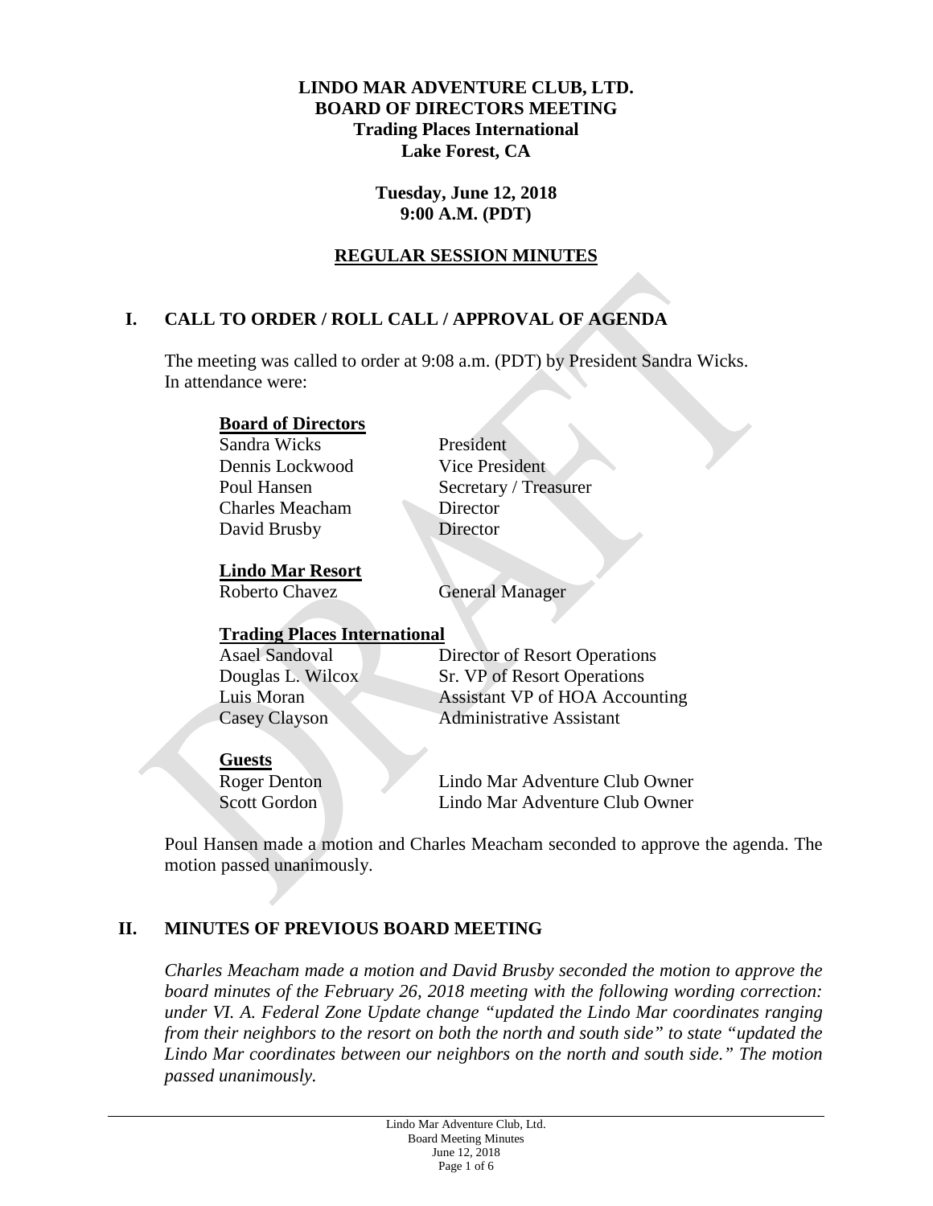**LINDO MAR ADVENTURE CLUB, LTD.**
**BOARD OF DIRECTORS MEETING**
**Trading Places International**
**Lake Forest, CA**

**Tuesday, June 12, 2018**
**9:00 A.M. (PDT)**

**REGULAR SESSION MINUTES**

## I. CALL TO ORDER / ROLL CALL / APPROVAL OF AGENDA

The meeting was called to order at 9:08 a.m. (PDT) by President Sandra Wicks. In attendance were:

**Board of Directors**

| | |
|---|---|
| Sandra Wicks | President |
| Dennis Lockwood | Vice President |
| Poul Hansen | Secretary / Treasurer |
| Charles Meacham | Director |
| David Brusby | Director |

**Lindo Mar Resort**

| | |
|---|---|
| Roberto Chavez | General Manager |

**Trading Places International**

| | |
|---|---|
| Asael Sandoval | Director of Resort Operations |
| Douglas L. Wilcox | Sr. VP of Resort Operations |
| Luis Moran | Assistant VP of HOA Accounting |
| Casey Clayson | Administrative Assistant |

**Guests**

| | |
|---|---|
| Roger Denton | Lindo Mar Adventure Club Owner |
| Scott Gordon | Lindo Mar Adventure Club Owner |

Poul Hansen made a motion and Charles Meacham seconded to approve the agenda. The motion passed unanimously.

## II. MINUTES OF PREVIOUS BOARD MEETING

*Charles Meacham made a motion and David Brusby seconded the motion to approve the board minutes of the February 26, 2018 meeting with the following wording correction: under VI. A. Federal Zone Update change "updated the Lindo Mar coordinates ranging from their neighbors to the resort on both the north and south side" to state "updated the Lindo Mar coordinates between our neighbors on the north and south side." The motion passed unanimously.*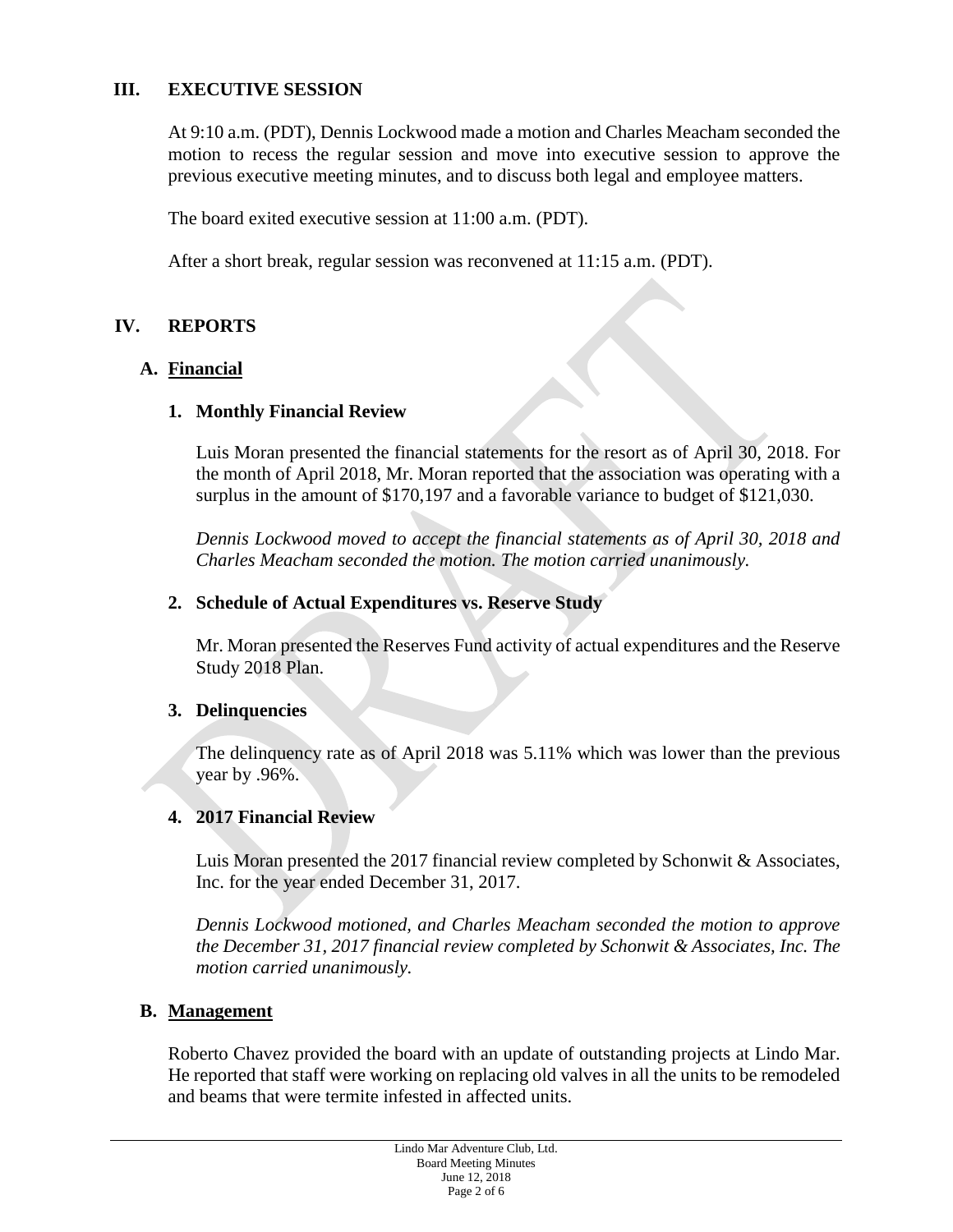## III. EXECUTIVE SESSION

At 9:10 a.m. (PDT), Dennis Lockwood made a motion and Charles Meacham seconded the motion to recess the regular session and move into executive session to approve the previous executive meeting minutes, and to discuss both legal and employee matters.

The board exited executive session at 11:00 a.m. (PDT).

After a short break, regular session was reconvened at 11:15 a.m. (PDT).

## IV. REPORTS

### A. Financial

#### 1. Monthly Financial Review

Luis Moran presented the financial statements for the resort as of April 30, 2018. For the month of April 2018, Mr. Moran reported that the association was operating with a surplus in the amount of $170,197 and a favorable variance to budget of $121,030.

*Dennis Lockwood moved to accept the financial statements as of April 30, 2018 and Charles Meacham seconded the motion. The motion carried unanimously.*

#### 2. Schedule of Actual Expenditures vs. Reserve Study

Mr. Moran presented the Reserves Fund activity of actual expenditures and the Reserve Study 2018 Plan.

#### 3. Delinquencies

The delinquency rate as of April 2018 was 5.11% which was lower than the previous year by .96%.

#### 4. 2017 Financial Review

Luis Moran presented the 2017 financial review completed by Schonwit & Associates, Inc. for the year ended December 31, 2017.

*Dennis Lockwood motioned, and Charles Meacham seconded the motion to approve the December 31, 2017 financial review completed by Schonwit & Associates, Inc. The motion carried unanimously.*

### B. Management

Roberto Chavez provided the board with an update of outstanding projects at Lindo Mar. He reported that staff were working on replacing old valves in all the units to be remodeled and beams that were termite infested in affected units.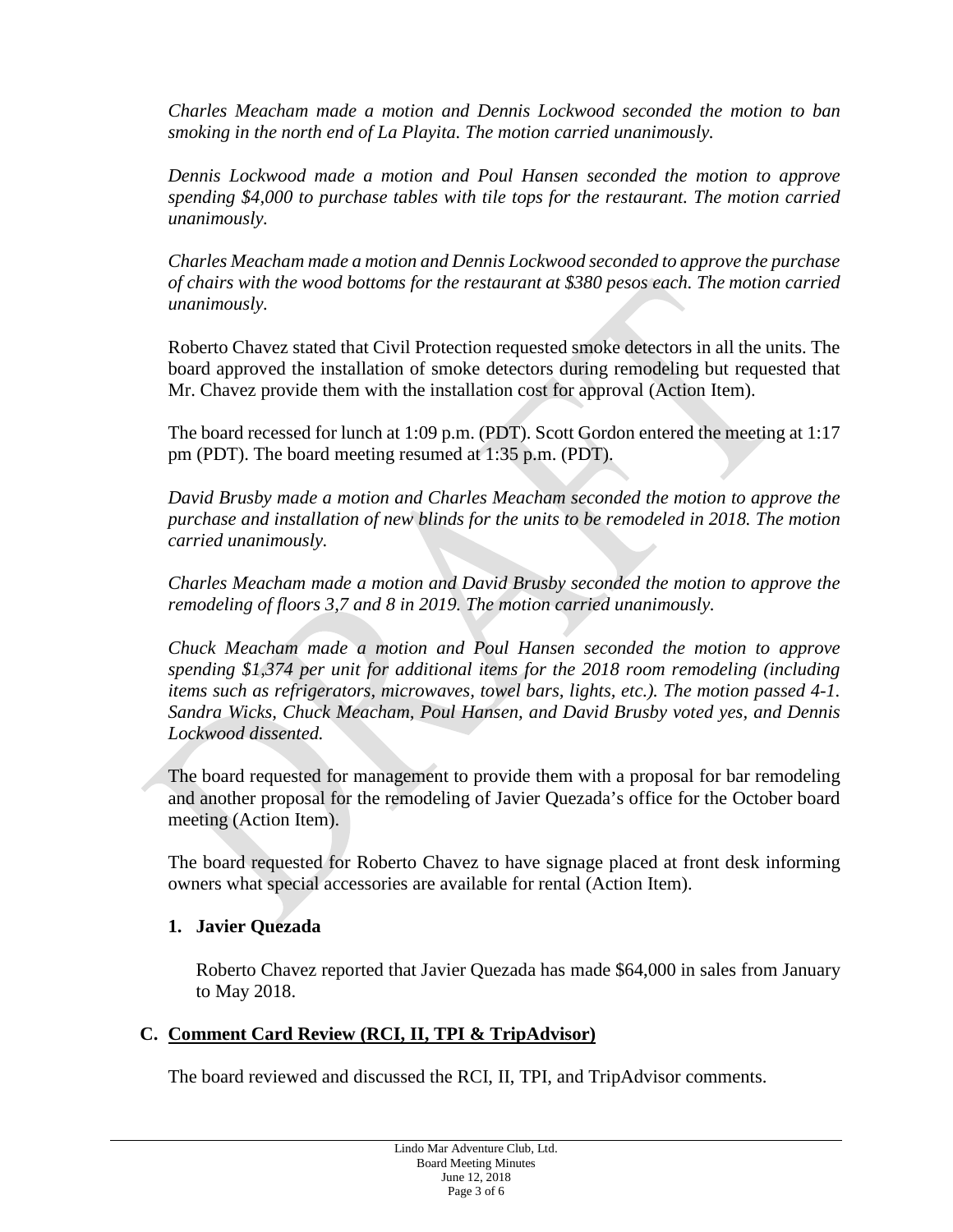*Charles Meacham made a motion and Dennis Lockwood seconded the motion to ban smoking in the north end of La Playita. The motion carried unanimously.*

*Dennis Lockwood made a motion and Poul Hansen seconded the motion to approve spending $4,000 to purchase tables with tile tops for the restaurant. The motion carried unanimously.*

*Charles Meacham made a motion and Dennis Lockwood seconded to approve the purchase of chairs with the wood bottoms for the restaurant at $380 pesos each. The motion carried unanimously.*

Roberto Chavez stated that Civil Protection requested smoke detectors in all the units. The board approved the installation of smoke detectors during remodeling but requested that Mr. Chavez provide them with the installation cost for approval (Action Item).

The board recessed for lunch at 1:09 p.m. (PDT). Scott Gordon entered the meeting at 1:17 pm (PDT). The board meeting resumed at 1:35 p.m. (PDT).

*David Brusby made a motion and Charles Meacham seconded the motion to approve the purchase and installation of new blinds for the units to be remodeled in 2018. The motion carried unanimously.*

*Charles Meacham made a motion and David Brusby seconded the motion to approve the remodeling of floors 3,7 and 8 in 2019. The motion carried unanimously.*

*Chuck Meacham made a motion and Poul Hansen seconded the motion to approve spending $1,374 per unit for additional items for the 2018 room remodeling (including items such as refrigerators, microwaves, towel bars, lights, etc.). The motion passed 4-1. Sandra Wicks, Chuck Meacham, Poul Hansen, and David Brusby voted yes, and Dennis Lockwood dissented.*

The board requested for management to provide them with a proposal for bar remodeling and another proposal for the remodeling of Javier Quezada's office for the October board meeting (Action Item).

The board requested for Roberto Chavez to have signage placed at front desk informing owners what special accessories are available for rental (Action Item).

1. **Javier Quezada**

   Roberto Chavez reported that Javier Quezada has made $64,000 in sales from January to May 2018.

## C. Comment Card Review (RCI, II, TPI & TripAdvisor)

The board reviewed and discussed the RCI, II, TPI, and TripAdvisor comments.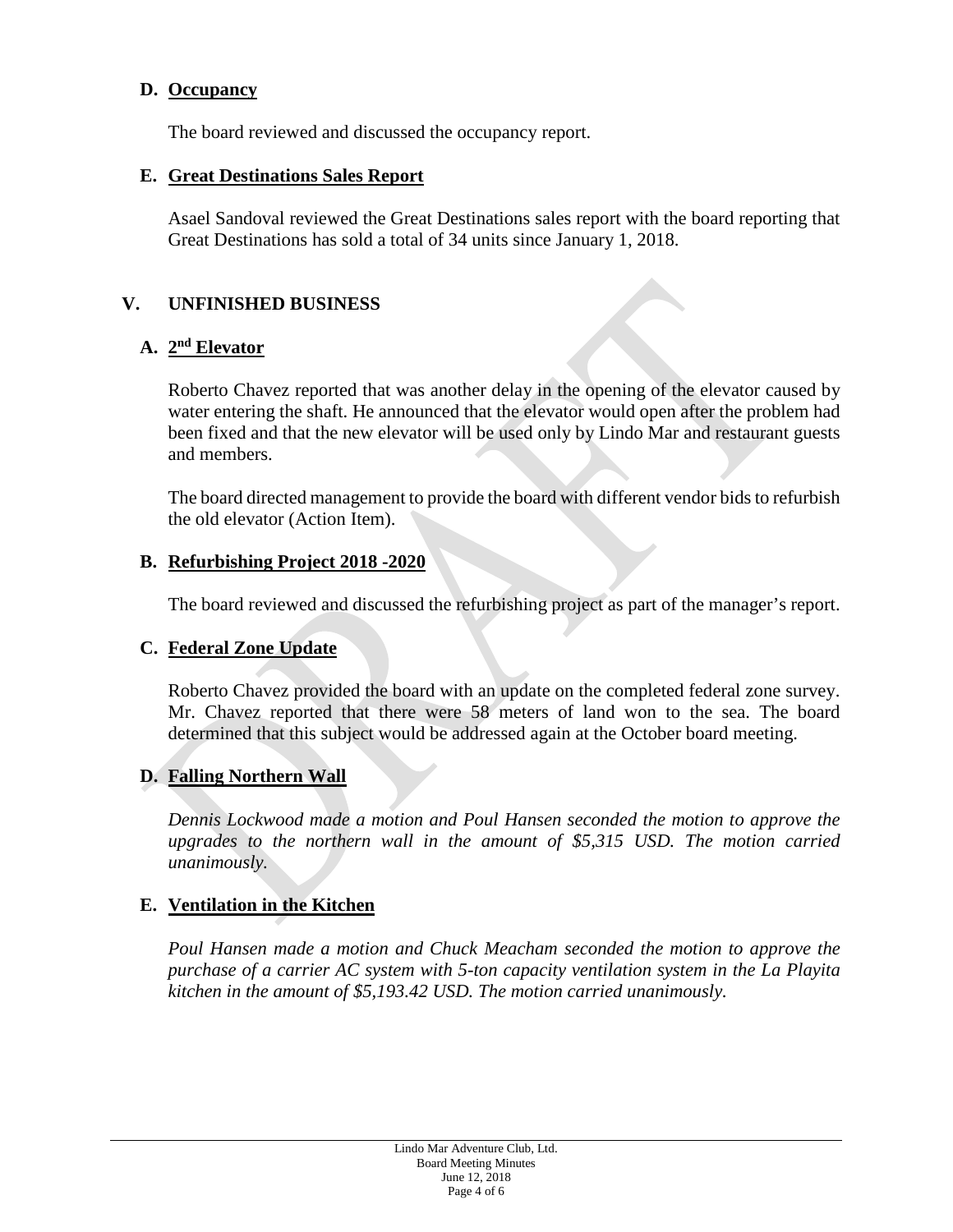### D. Occupancy

The board reviewed and discussed the occupancy report.

### E. Great Destinations Sales Report

Asael Sandoval reviewed the Great Destinations sales report with the board reporting that Great Destinations has sold a total of 34 units since January 1, 2018.

## V. UNFINISHED BUSINESS

### A. 2nd Elevator

Roberto Chavez reported that was another delay in the opening of the elevator caused by water entering the shaft. He announced that the elevator would open after the problem had been fixed and that the new elevator will be used only by Lindo Mar and restaurant guests and members.

The board directed management to provide the board with different vendor bids to refurbish the old elevator (Action Item).

### B. Refurbishing Project 2018 -2020

The board reviewed and discussed the refurbishing project as part of the manager's report.

### C. Federal Zone Update

Roberto Chavez provided the board with an update on the completed federal zone survey. Mr. Chavez reported that there were 58 meters of land won to the sea. The board determined that this subject would be addressed again at the October board meeting.

### D. Falling Northern Wall

*Dennis Lockwood made a motion and Poul Hansen seconded the motion to approve the upgrades to the northern wall in the amount of $5,315 USD. The motion carried unanimously.*

### E. Ventilation in the Kitchen

*Poul Hansen made a motion and Chuck Meacham seconded the motion to approve the purchase of a carrier AC system with 5-ton capacity ventilation system in the La Playita kitchen in the amount of $5,193.42 USD. The motion carried unanimously.*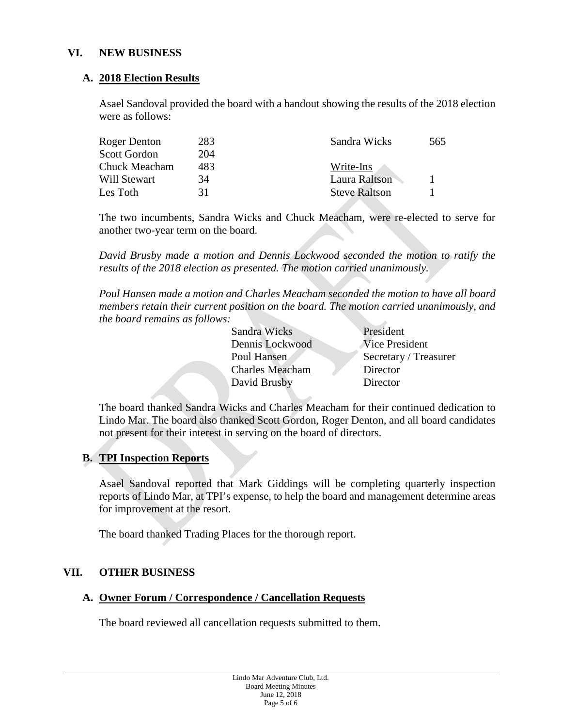## VI. NEW BUSINESS

### A. 2018 Election Results

Asael Sandoval provided the board with a handout showing the results of the 2018 election were as follows:

| | | | |
|---|---|---|---|
| Roger Denton | 283 | Sandra Wicks | 565 |
| Scott Gordon | 204 | | |
| Chuck Meacham | 483 | Write-Ins | |
| Will Stewart | 34 | Laura Raltson | 1 |
| Les Toth | 31 | Steve Raltson | 1 |

The two incumbents, Sandra Wicks and Chuck Meacham, were re-elected to serve for another two-year term on the board.

*David Brusby made a motion and Dennis Lockwood seconded the motion to ratify the results of the 2018 election as presented. The motion carried unanimously.*

*Poul Hansen made a motion and Charles Meacham seconded the motion to have all board members retain their current position on the board. The motion carried unanimously, and the board remains as follows:*

| | |
|---|---|
| Sandra Wicks | President |
| Dennis Lockwood | Vice President |
| Poul Hansen | Secretary / Treasurer |
| Charles Meacham | Director |
| David Brusby | Director |

The board thanked Sandra Wicks and Charles Meacham for their continued dedication to Lindo Mar. The board also thanked Scott Gordon, Roger Denton, and all board candidates not present for their interest in serving on the board of directors.

### B. TPI Inspection Reports

Asael Sandoval reported that Mark Giddings will be completing quarterly inspection reports of Lindo Mar, at TPI's expense, to help the board and management determine areas for improvement at the resort.

The board thanked Trading Places for the thorough report.

## VII. OTHER BUSINESS

### A. Owner Forum / Correspondence / Cancellation Requests

The board reviewed all cancellation requests submitted to them.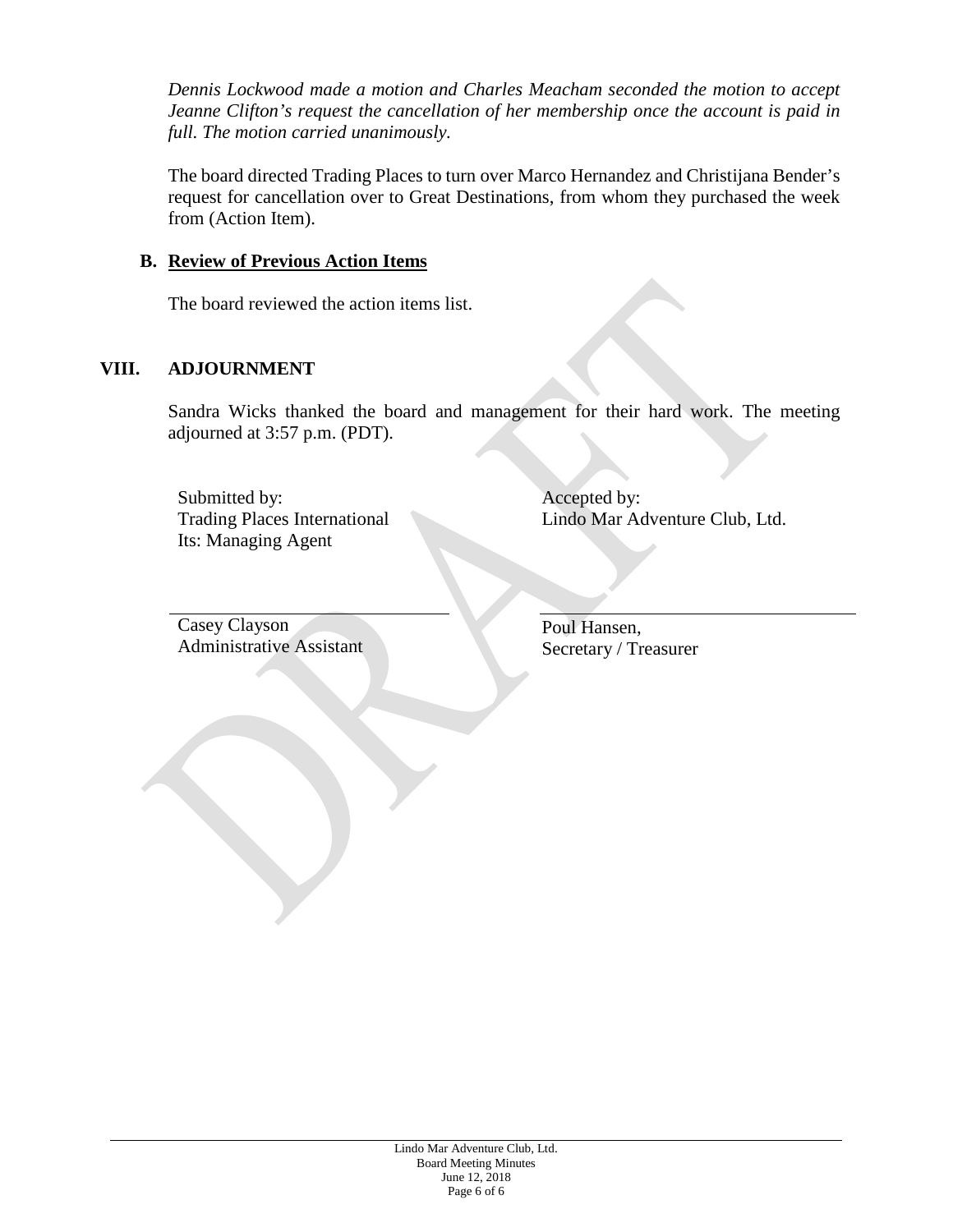*Dennis Lockwood made a motion and Charles Meacham seconded the motion to accept Jeanne Clifton's request the cancellation of her membership once the account is paid in full. The motion carried unanimously.*

The board directed Trading Places to turn over Marco Hernandez and Christijana Bender's request for cancellation over to Great Destinations, from whom they purchased the week from (Action Item).

### B. Review of Previous Action Items

The board reviewed the action items list.

## VIII. ADJOURNMENT

Sandra Wicks thanked the board and management for their hard work. The meeting adjourned at 3:57 p.m. (PDT).

Submitted by:
Trading Places International
Its: Managing Agent

Casey Clayson
Administrative Assistant

Accepted by:
Lindo Mar Adventure Club, Ltd.

Poul Hansen,
Secretary / Treasurer